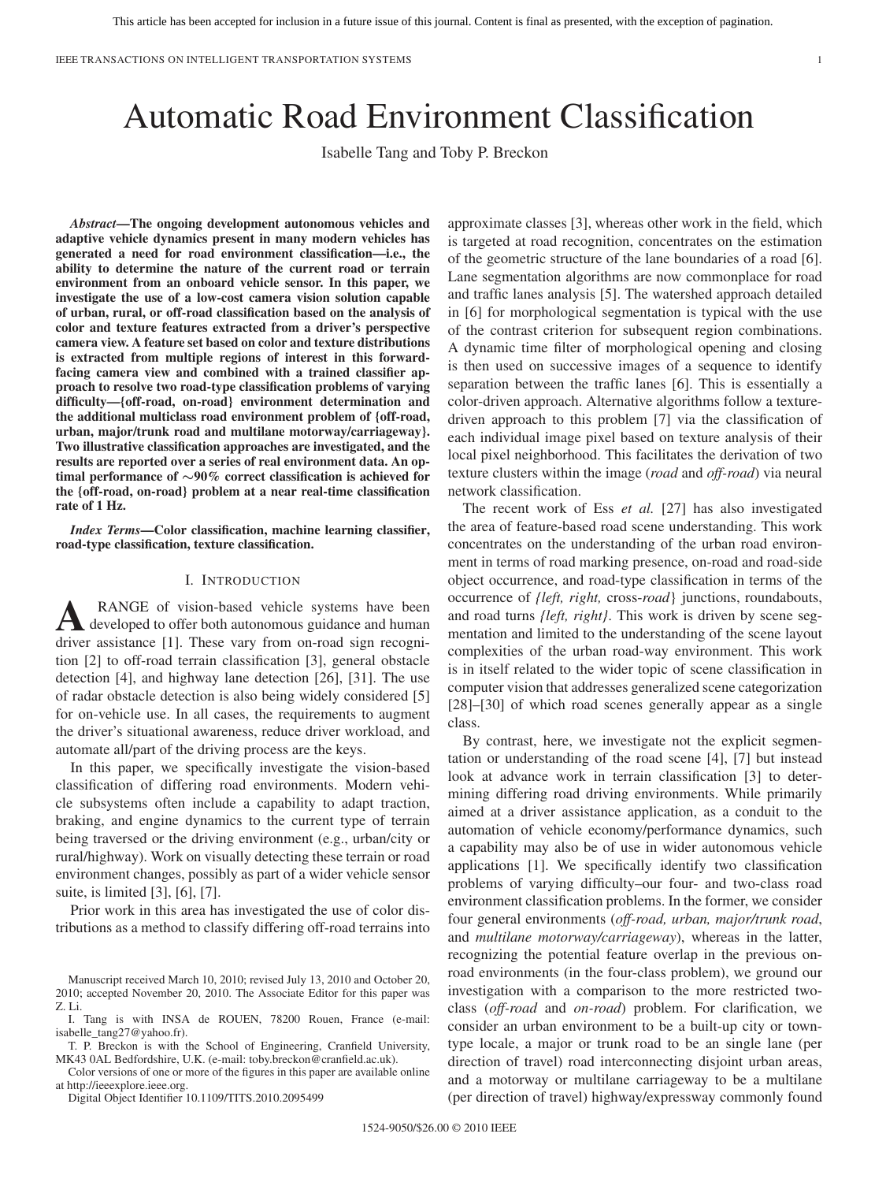# Automatic Road Environment Classification

Isabelle Tang and Toby P. Breckon

***Abstract*—The ongoing development autonomous vehicles and adaptive vehicle dynamics present in many modern vehicles has generated a need for road environment classification—i.e., the ability to determine the nature of the current road or terrain environment from an onboard vehicle sensor. In this paper, we investigate the use of a low-cost camera vision solution capable of urban, rural, or off-road classification based on the analysis of color and texture features extracted from a driver's perspective camera view. A feature set based on color and texture distributions is extracted from multiple regions of interest in this forward-facing camera view and combined with a trained classifier approach to resolve two road-type classification problems of varying difficulty—{off-road, on-road} environment determination and the additional multiclass road environment problem of {off-road, urban, major/trunk road and multilane motorway/carriageway}. Two illustrative classification approaches are investigated, and the results are reported over a series of real environment data. An optimal performance of ∼90% correct classification is achieved for the {off-road, on-road} problem at a near real-time classification rate of 1 Hz.**

***Index Terms*—Color classification, machine learning classifier, road-type classification, texture classification.**

## I. Introduction

A range of vision-based vehicle systems have been developed to offer both autonomous guidance and human driver assistance [1]. These vary from on-road sign recognition [2] to off-road terrain classification [3], general obstacle detection [4], and highway lane detection [26], [31]. The use of radar obstacle detection is also being widely considered [5] for on-vehicle use. In all cases, the requirements to augment the driver's situational awareness, reduce driver workload, and automate all/part of the driving process are the keys.

In this paper, we specifically investigate the vision-based classification of differing road environments. Modern vehicle subsystems often include a capability to adapt traction, braking, and engine dynamics to the current type of terrain being traversed or the driving environment (e.g., urban/city or rural/highway). Work on visually detecting these terrain or road environment changes, possibly as part of a wider vehicle sensor suite, is limited [3], [6], [7].

Prior work in this area has investigated the use of color distributions as a method to classify differing off-road terrains into approximate classes [3], whereas other work in the field, which is targeted at road recognition, concentrates on the estimation of the geometric structure of the lane boundaries of a road [6]. Lane segmentation algorithms are now commonplace for road and traffic lanes analysis [5]. The watershed approach detailed in [6] for morphological segmentation is typical with the use of the contrast criterion for subsequent region combinations. A dynamic time filter of morphological opening and closing is then used on successive images of a sequence to identify separation between the traffic lanes [6]. This is essentially a color-driven approach. Alternative algorithms follow a texture-driven approach to this problem [7] via the classification of each individual image pixel based on texture analysis of their local pixel neighborhood. This facilitates the derivation of two texture clusters within the image (*road* and *off-road*) via neural network classification.

The recent work of Ess *et al.* [27] has also investigated the area of feature-based road scene understanding. This work concentrates on the understanding of the urban road environment in terms of road marking presence, on-road and road-side object occurrence, and road-type classification in terms of the occurrence of *{left, right,* cross-*road*} junctions, roundabouts, and road turns *{left, right}*. This work is driven by scene segmentation and limited to the understanding of the scene layout complexities of the urban road-way environment. This work is in itself related to the wider topic of scene classification in computer vision that addresses generalized scene categorization [28]–[30] of which road scenes generally appear as a single class.

By contrast, here, we investigate not the explicit segmentation or understanding of the road scene [4], [7] but instead look at advance work in terrain classification [3] to determining differing road driving environments. While primarily aimed at a driver assistance application, as a conduit to the automation of vehicle economy/performance dynamics, such a capability may also be of use in wider autonomous vehicle applications [1]. We specifically identify two classification problems of varying difficulty–our four- and two-class road environment classification problems. In the former, we consider four general environments (*off-road, urban, major/trunk road*, and *multilane motorway/carriageway*), whereas in the latter, recognizing the potential feature overlap in the previous on-road environments (in the four-class problem), we ground our investigation with a comparison to the more restricted two-class (*off-road* and *on-road*) problem. For clarification, we consider an urban environment to be a built-up city or town-type locale, a major or trunk road to be an single lane (per direction of travel) road interconnecting disjoint urban areas, and a motorway or multilane carriageway to be a multilane (per direction of travel) highway/expressway commonly found

---

Manuscript received March 10, 2010; revised July 13, 2010 and October 20, 2010; accepted November 20, 2010. The Associate Editor for this paper was Z. Li.

I. Tang is with INSA de ROUEN, 78200 Rouen, France (e-mail: isabelle_tang27@yahoo.fr).

T. P. Breckon is with the School of Engineering, Cranfield University, MK43 0AL Bedfordshire, U.K. (e-mail: toby.breckon@cranfield.ac.uk).

Color versions of one or more of the figures in this paper are available online at http://ieeexplore.ieee.org.

Digital Object Identifier 10.1109/TITS.2010.2095499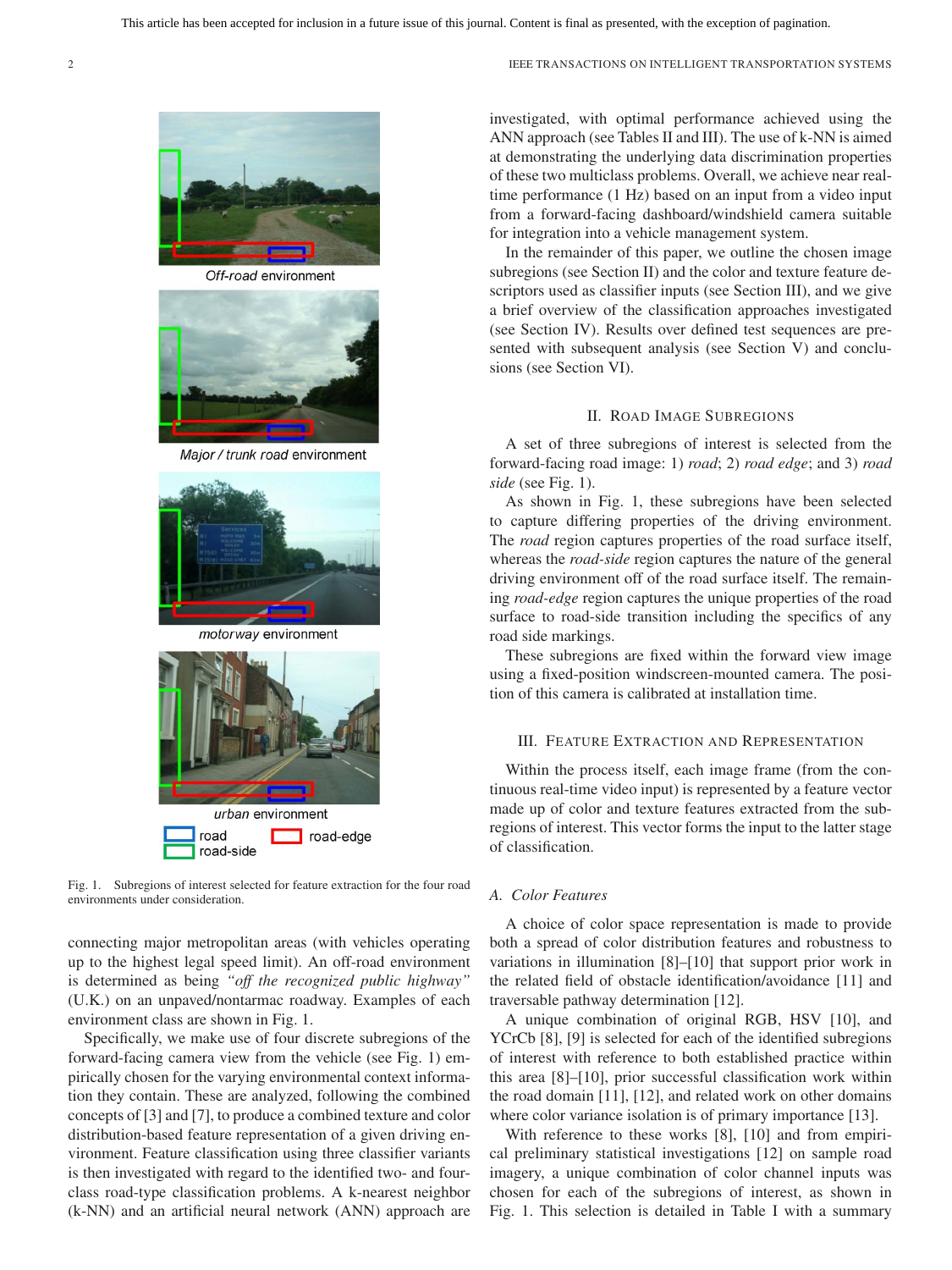Off-road environment

Major / trunk road environment

motorway environment

urban environment

road road-edge road-side

Fig. 1. Subregions of interest selected for feature extraction for the four road environments under consideration.

connecting major metropolitan areas (with vehicles operating up to the highest legal speed limit). An off-road environment is determined as being *"off the recognized public highway"* (U.K.) on an unpaved/nontarmac roadway. Examples of each environment class are shown in Fig. 1.

Specifically, we make use of four discrete subregions of the forward-facing camera view from the vehicle (see Fig. 1) empirically chosen for the varying environmental context information they contain. These are analyzed, following the combined concepts of [3] and [7], to produce a combined texture and color distribution-based feature representation of a given driving environment. Feature classification using three classifier variants is then investigated with regard to the identified two- and four-class road-type classification problems. A k-nearest neighbor (k-NN) and an artificial neural network (ANN) approach are investigated, with optimal performance achieved using the ANN approach (see Tables II and III). The use of k-NN is aimed at demonstrating the underlying data discrimination properties of these two multiclass problems. Overall, we achieve near real-time performance (1 Hz) based on an input from a video input from a forward-facing dashboard/windshield camera suitable for integration into a vehicle management system.

In the remainder of this paper, we outline the chosen image subregions (see Section II) and the color and texture feature descriptors used as classifier inputs (see Section III), and we give a brief overview of the classification approaches investigated (see Section IV). Results over defined test sequences are presented with subsequent analysis (see Section V) and conclusions (see Section VI).

## II. Road Image Subregions

A set of three subregions of interest is selected from the forward-facing road image: 1) *road*; 2) *road edge*; and 3) *road side* (see Fig. 1).

As shown in Fig. 1, these subregions have been selected to capture differing properties of the driving environment. The *road* region captures properties of the road surface itself, whereas the *road-side* region captures the nature of the general driving environment off of the road surface itself. The remaining *road-edge* region captures the unique properties of the road surface to road-side transition including the specifics of any road side markings.

These subregions are fixed within the forward view image using a fixed-position windscreen-mounted camera. The position of this camera is calibrated at installation time.

## III. Feature Extraction and Representation

Within the process itself, each image frame (from the continuous real-time video input) is represented by a feature vector made up of color and texture features extracted from the subregions of interest. This vector forms the input to the latter stage of classification.

### A. Color Features

A choice of color space representation is made to provide both a spread of color distribution features and robustness to variations in illumination [8]–[10] that support prior work in the related field of obstacle identification/avoidance [11] and traversable pathway determination [12].

A unique combination of original RGB, HSV [10], and YCrCb [8], [9] is selected for each of the identified subregions of interest with reference to both established practice within this area [8]–[10], prior successful classification work within the road domain [11], [12], and related work on other domains where color variance isolation is of primary importance [13].

With reference to these works [8], [10] and from empirical preliminary statistical investigations [12] on sample road imagery, a unique combination of color channel inputs was chosen for each of the subregions of interest, as shown in Fig. 1. This selection is detailed in Table I with a summary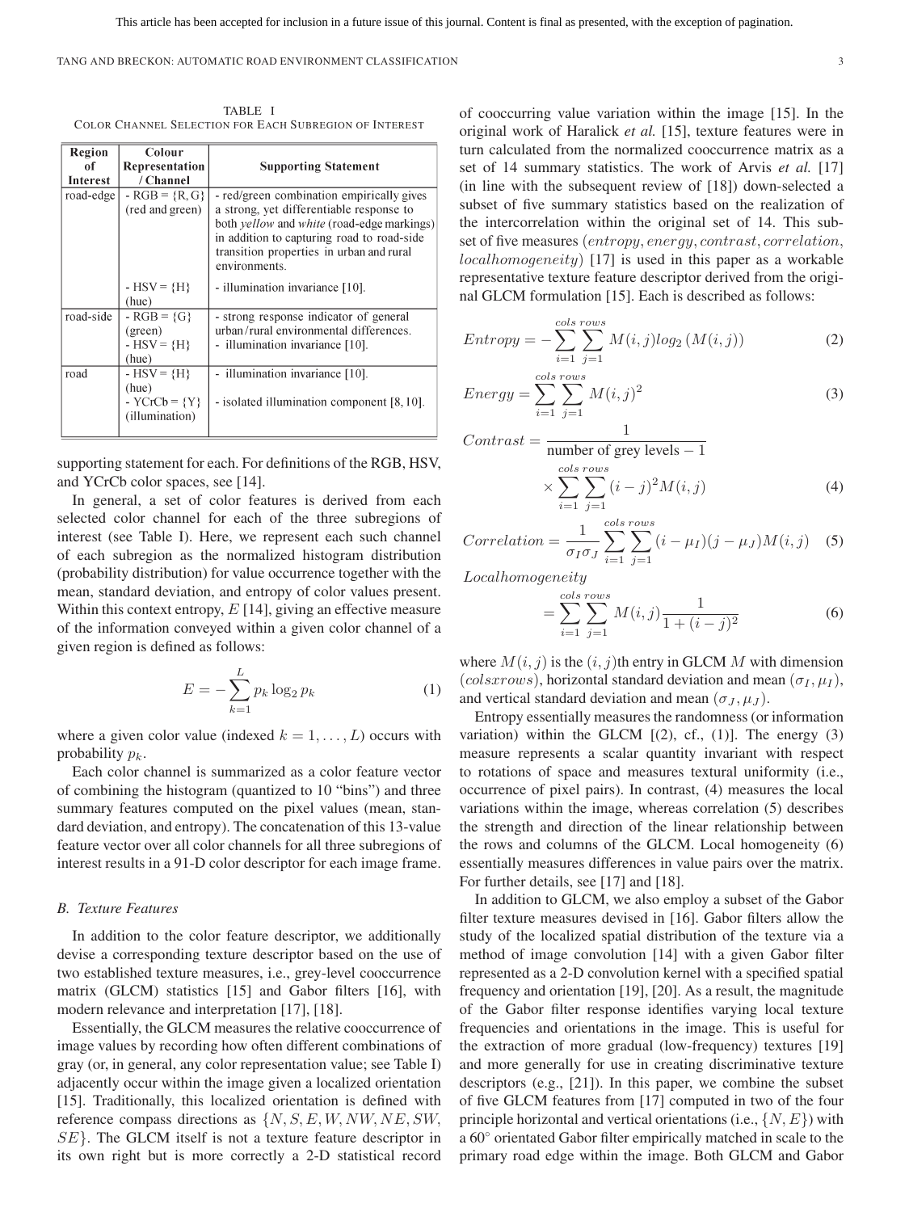This article has been accepted for inclusion in a future issue of this journal. Content is final as presented, with the exception of pagination.

TABLE I
COLOR CHANNEL SELECTION FOR EACH SUBREGION OF INTEREST

| Region of Interest | Colour Representation / Channel | Supporting Statement |
|---|---|---|
| road-edge | - RGB = {R, G} (red and green) | - red/green combination empirically gives a strong, yet differentiable response to both *yellow* and *white* (road-edge markings) in addition to capturing road to road-side transition properties in urban and rural environments. |
| | - HSV = {H} (hue) | - illumination invariance [10]. |
| road-side | - RGB = {G} (green) | - strong response indicator of general urban/rural environmental differences. |
| | - HSV = {H} (hue) | - illumination invariance [10]. |
| road | - HSV = {H} (hue) | - illumination invariance [10]. |
| | - YCrCb = {Y} (illumination) | - isolated illumination component [8, 10]. |

supporting statement for each. For definitions of the RGB, HSV, and YCrCb color spaces, see [14].

In general, a set of color features is derived from each selected color channel for each of the three subregions of interest (see Table I). Here, we represent each such channel of each subregion as the normalized histogram distribution (probability distribution) for value occurrence together with the mean, standard deviation, and entropy of color values present. Within this context entropy, $E$ [14], giving an effective measure of the information conveyed within a given color channel of a given region is defined as follows:

$$E = -\sum_{k=1}^{L} p_k \log_2 p_k \tag{1}$$

where a given color value (indexed $k = 1, \ldots, L$) occurs with probability $p_k$.

Each color channel is summarized as a color feature vector of combining the histogram (quantized to 10 "bins") and three summary features computed on the pixel values (mean, standard deviation, and entropy). The concatenation of this 13-value feature vector over all color channels for all three subregions of interest results in a 91-D color descriptor for each image frame.

### B. Texture Features

In addition to the color feature descriptor, we additionally devise a corresponding texture descriptor based on the use of two established texture measures, i.e., grey-level cooccurrence matrix (GLCM) statistics [15] and Gabor filters [16], with modern relevance and interpretation [17], [18].

Essentially, the GLCM measures the relative cooccurrence of image values by recording how often different combinations of gray (or, in general, any color representation value; see Table I) adjacently occur within the image given a localized orientation [15]. Traditionally, this localized orientation is defined with reference compass directions as $\{N, S, E, W, NW, NE, SW, SE\}$. The GLCM itself is not a texture feature descriptor in its own right but is more correctly a 2-D statistical record of cooccurring value variation within the image [15]. In the original work of Haralick *et al.* [15], texture features were in turn calculated from the normalized cooccurrence matrix as a set of 14 summary statistics. The work of Arvis *et al.* [17] (in line with the subsequent review of [18]) down-selected a subset of five summary statistics based on the realization of the intercorrelation within the original set of 14. This subset of five measures $(entropy, energy, contrast, correlation, localhomogeneity)$ [17] is used in this paper as a workable representative texture feature descriptor derived from the original GLCM formulation [15]. Each is described as follows:

$$Entropy = -\sum_{i=1}^{cols}\sum_{j=1}^{rows} M(i,j) log_2\left(M(i,j)\right) \tag{2}$$

$$Energy = \sum_{i=1}^{cols}\sum_{j=1}^{rows} M(i,j)^2 \tag{3}$$

$$Contrast = \frac{1}{\text{number of grey levels} - 1} \times \sum_{i=1}^{cols}\sum_{j=1}^{rows} (i-j)^2 M(i,j) \tag{4}$$

$$Correlation = \frac{1}{\sigma_I \sigma_J}\sum_{i=1}^{cols}\sum_{j=1}^{rows} (i-\mu_I)(j-\mu_J)M(i,j) \tag{5}$$

$$Localhomogeneity = \sum_{i=1}^{cols}\sum_{j=1}^{rows} M(i,j)\frac{1}{1+(i-j)^2} \tag{6}$$

where $M(i,j)$ is the $(i,j)$th entry in GLCM $M$ with dimension $(colsxrows)$, horizontal standard deviation and mean $(\sigma_I, \mu_I)$, and vertical standard deviation and mean $(\sigma_J, \mu_J)$.

Entropy essentially measures the randomness (or information variation) within the GLCM [(2), cf., (1)]. The energy (3) measure represents a scalar quantity invariant with respect to rotations of space and measures textural uniformity (i.e., occurrence of pixel pairs). In contrast, (4) measures the local variations within the image, whereas correlation (5) describes the strength and direction of the linear relationship between the rows and columns of the GLCM. Local homogeneity (6) essentially measures differences in value pairs over the matrix. For further details, see [17] and [18].

In addition to GLCM, we also employ a subset of the Gabor filter texture measures devised in [16]. Gabor filters allow the study of the localized spatial distribution of the texture via a method of image convolution [14] with a given Gabor filter represented as a 2-D convolution kernel with a specified spatial frequency and orientation [19], [20]. As a result, the magnitude of the Gabor filter response identifies varying local texture frequencies and orientations in the image. This is useful for the extraction of more gradual (low-frequency) textures [19] and more generally for use in creating discriminative texture descriptors (e.g., [21]). In this paper, we combine the subset of five GLCM features from [17] computed in two of the four principle horizontal and vertical orientations (i.e., $\{N, E\}$) with a $60^{\circ}$ orientated Gabor filter empirically matched in scale to the primary road edge within the image. Both GLCM and Gabor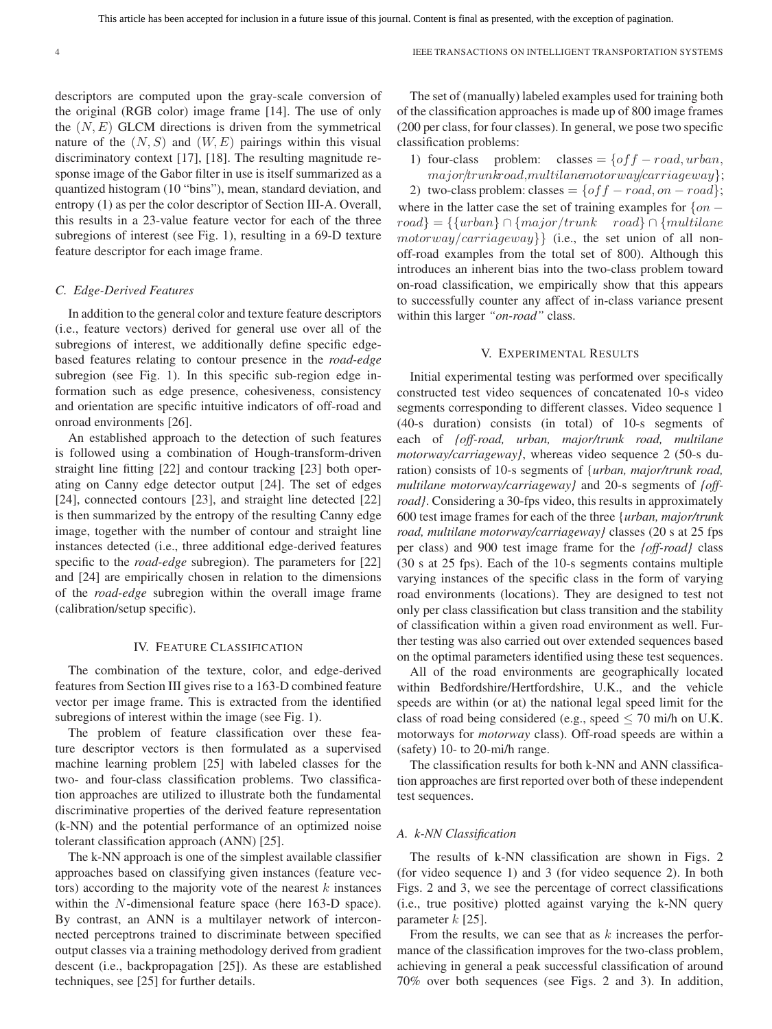descriptors are computed upon the gray-scale conversion of the original (RGB color) image frame [14]. The use of only the $(N, E)$ GLCM directions is driven from the symmetrical nature of the $(N, S)$ and $(W, E)$ pairings within this visual discriminatory context [17], [18]. The resulting magnitude response image of the Gabor filter in use is itself summarized as a quantized histogram (10 "bins"), mean, standard deviation, and entropy (1) as per the color descriptor of Section III-A. Overall, this results in a 23-value feature vector for each of the three subregions of interest (see Fig. 1), resulting in a 69-D texture feature descriptor for each image frame.

### C. Edge-Derived Features

In addition to the general color and texture feature descriptors (i.e., feature vectors) derived for general use over all of the subregions of interest, we additionally define specific edge-based features relating to contour presence in the *road-edge* subregion (see Fig. 1). In this specific sub-region edge information such as edge presence, cohesiveness, consistency and orientation are specific intuitive indicators of off-road and onroad environments [26].

An established approach to the detection of such features is followed using a combination of Hough-transform-driven straight line fitting [22] and contour tracking [23] both operating on Canny edge detector output [24]. The set of edges [24], connected contours [23], and straight line detected [22] is then summarized by the entropy of the resulting Canny edge image, together with the number of contour and straight line instances detected (i.e., three additional edge-derived features specific to the *road-edge* subregion). The parameters for [22] and [24] are empirically chosen in relation to the dimensions of the *road-edge* subregion within the overall image frame (calibration/setup specific).

## IV. Feature Classification

The combination of the texture, color, and edge-derived features from Section III gives rise to a 163-D combined feature vector per image frame. This is extracted from the identified subregions of interest within the image (see Fig. 1).

The problem of feature classification over these feature descriptor vectors is then formulated as a supervised machine learning problem [25] with labeled classes for the two- and four-class classification problems. Two classification approaches are utilized to illustrate both the fundamental discriminative properties of the derived feature representation (k-NN) and the potential performance of an optimized noise tolerant classification approach (ANN) [25].

The k-NN approach is one of the simplest available classifier approaches based on classifying given instances (feature vectors) according to the majority vote of the nearest $k$ instances within the $N$-dimensional feature space (here 163-D space). By contrast, an ANN is a multilayer network of interconnected perceptrons trained to discriminate between specified output classes via a training methodology derived from gradient descent (i.e., backpropagation [25]). As these are established techniques, see [25] for further details.

The set of (manually) labeled examples used for training both of the classification approaches is made up of 800 image frames (200 per class, for four classes). In general, we pose two specific classification problems:

1) four-class problem: classes $= \{off-road, urban, major/trunk road, multilane motorway/carriageway\}$;
2) two-class problem: classes $= \{off-road, on-road\}$;

where in the latter case the set of training examples for $\{on-road\} = \{\{urban\} \cap \{major/trunk \quad road\} \cap \{multilane \; motorway/carriageway\}\}$ (i.e., the set union of all non-off-road examples from the total set of 800). Although this introduces an inherent bias into the two-class problem toward on-road classification, we empirically show that this appears to successfully counter any affect of in-class variance present within this larger *"on-road"* class.

## V. Experimental Results

Initial experimental testing was performed over specifically constructed test video sequences of concatenated 10-s video segments corresponding to different classes. Video sequence 1 (40-s duration) consists (in total) of 10-s segments of each of *{off-road, urban, major/trunk road, multilane motorway/carriageway}*, whereas video sequence 2 (50-s duration) consists of 10-s segments of {*urban, major/trunk road, multilane motorway/carriageway}* and 20-s segments of *{off-road}*. Considering a 30-fps video, this results in approximately 600 test image frames for each of the three {*urban, major/trunk road, multilane motorway/carriageway}* classes (20 s at 25 fps per class) and 900 test image frame for the *{off-road}* class (30 s at 25 fps). Each of the 10-s segments contains multiple varying instances of the specific class in the form of varying road environments (locations). They are designed to test not only per class classification but class transition and the stability of classification within a given road environment as well. Further testing was also carried out over extended sequences based on the optimal parameters identified using these test sequences.

All of the road environments are geographically located within Bedfordshire/Hertfordshire, U.K., and the vehicle speeds are within (or at) the national legal speed limit for the class of road being considered (e.g., speed $\leq$ 70 mi/h on U.K. motorways for *motorway* class). Off-road speeds are within a (safety) 10- to 20-mi/h range.

The classification results for both k-NN and ANN classification approaches are first reported over both of these independent test sequences.

### A. k-NN Classification

The results of k-NN classification are shown in Figs. 2 (for video sequence 1) and 3 (for video sequence 2). In both Figs. 2 and 3, we see the percentage of correct classifications (i.e., true positive) plotted against varying the k-NN query parameter $k$ [25].

From the results, we can see that as $k$ increases the performance of the classification improves for the two-class problem, achieving in general a peak successful classification of around 70% over both sequences (see Figs. 2 and 3). In addition,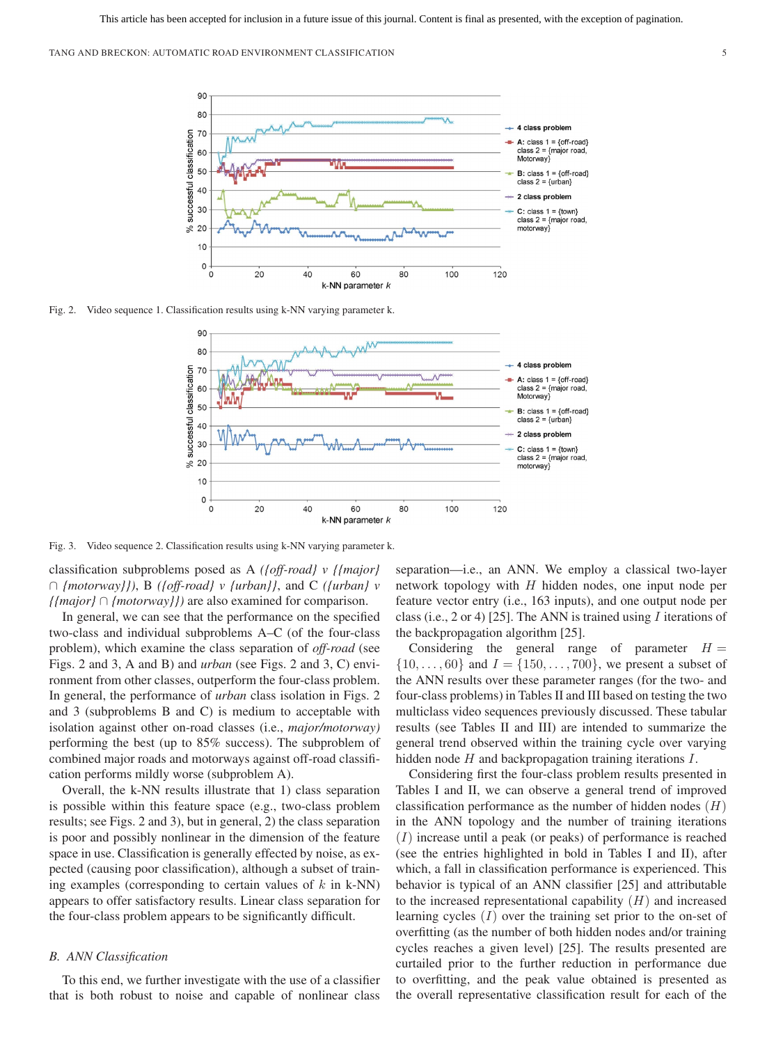Fig. 2. Video sequence 1. Classification results using k-NN varying parameter k.

Fig. 3. Video sequence 2. Classification results using k-NN varying parameter k.

classification subproblems posed as A *({off-road} v {{major} ∩ {motorway}})*, B *({off-road} v {urban})*, and C *({urban} v {{major} ∩ {motorway}})* are also examined for comparison.

In general, we can see that the performance on the specified two-class and individual subproblems A–C (of the four-class problem), which examine the class separation of *off-road* (see Figs. 2 and 3, A and B) and *urban* (see Figs. 2 and 3, C) environment from other classes, outperform the four-class problem. In general, the performance of *urban* class isolation in Figs. 2 and 3 (subproblems B and C) is medium to acceptable with isolation against other on-road classes (i.e., *major/motorway)* performing the best (up to 85% success). The subproblem of combined major roads and motorways against off-road classification performs mildly worse (subproblem A).

Overall, the k-NN results illustrate that 1) class separation is possible within this feature space (e.g., two-class problem results; see Figs. 2 and 3), but in general, 2) the class separation is poor and possibly nonlinear in the dimension of the feature space in use. Classification is generally effected by noise, as expected (causing poor classification), although a subset of training examples (corresponding to certain values of $k$ in k-NN) appears to offer satisfactory results. Linear class separation for the four-class problem appears to be significantly difficult.

## B. ANN Classification

To this end, we further investigate with the use of a classifier that is both robust to noise and capable of nonlinear class separation—i.e., an ANN. We employ a classical two-layer network topology with $H$ hidden nodes, one input node per feature vector entry (i.e., 163 inputs), and one output node per class (i.e., 2 or 4) [25]. The ANN is trained using $I$ iterations of the backpropagation algorithm [25].

Considering the general range of parameter $H = \{10, \ldots, 60\}$ and $I = \{150, \ldots, 700\}$, we present a subset of the ANN results over these parameter ranges (for the two- and four-class problems) in Tables II and III based on testing the two multiclass video sequences previously discussed. These tabular results (see Tables II and III) are intended to summarize the general trend observed within the training cycle over varying hidden node $H$ and backpropagation training iterations $I$.

Considering first the four-class problem results presented in Tables I and II, we can observe a general trend of improved classification performance as the number of hidden nodes $(H)$ in the ANN topology and the number of training iterations $(I)$ increase until a peak (or peaks) of performance is reached (see the entries highlighted in bold in Tables I and II), after which, a fall in classification performance is experienced. This behavior is typical of an ANN classifier [25] and attributable to the increased representational capability $(H)$ and increased learning cycles $(I)$ over the training set prior to the on-set of overfitting (as the number of both hidden nodes and/or training cycles reaches a given level) [25]. The results presented are curtailed prior to the further reduction in performance due to overfitting, and the peak value obtained is presented as the overall representative classification result for each of the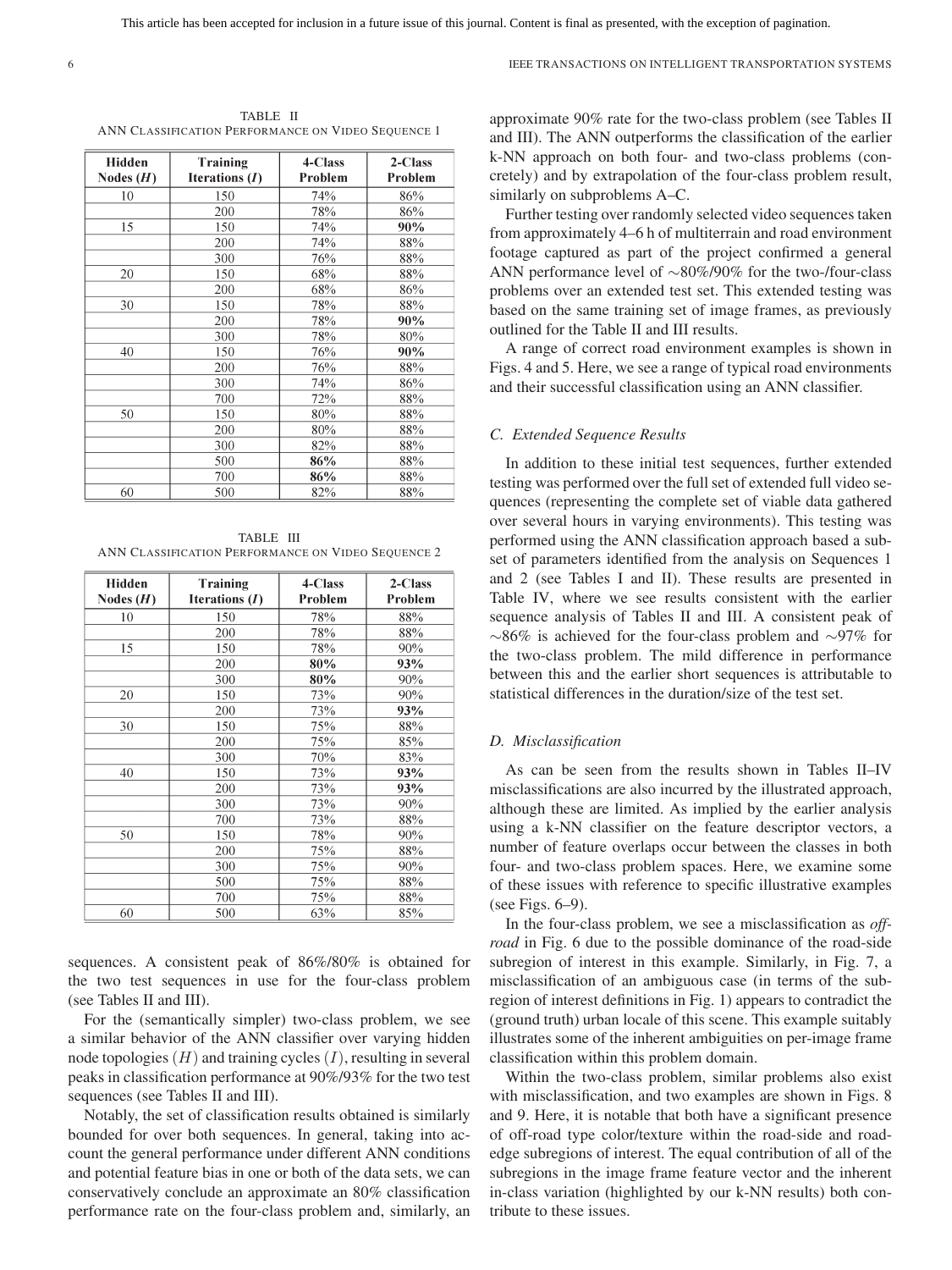TABLE II
ANN Classification Performance on Video Sequence 1

| Hidden Nodes ($H$) | Training Iterations ($I$) | 4-Class Problem | 2-Class Problem |
|---|---|---|---|
| 10 | 150 | 74% | 86% |
| | 200 | 78% | 86% |
| 15 | 150 | 74% | **90%** |
| | 200 | 74% | 88% |
| | 300 | 76% | 88% |
| 20 | 150 | 68% | 88% |
| | 200 | 68% | 86% |
| 30 | 150 | 78% | 88% |
| | 200 | 78% | **90%** |
| | 300 | 78% | 80% |
| 40 | 150 | 76% | **90%** |
| | 200 | 76% | 88% |
| | 300 | 74% | 86% |
| | 700 | 72% | 88% |
| 50 | 150 | 80% | 88% |
| | 200 | 80% | 88% |
| | 300 | 82% | 88% |
| | 500 | **86%** | 88% |
| | 700 | **86%** | 88% |
| 60 | 500 | 82% | 88% |

TABLE III
ANN Classification Performance on Video Sequence 2

| Hidden Nodes ($H$) | Training Iterations ($I$) | 4-Class Problem | 2-Class Problem |
|---|---|---|---|
| 10 | 150 | 78% | 88% |
| | 200 | 78% | 88% |
| 15 | 150 | 78% | 90% |
| | 200 | **80%** | **93%** |
| | 300 | **80%** | 90% |
| 20 | 150 | 73% | 90% |
| | 200 | 73% | **93%** |
| 30 | 150 | 75% | 88% |
| | 200 | 75% | 85% |
| | 300 | 70% | 83% |
| 40 | 150 | 73% | **93%** |
| | 200 | 73% | **93%** |
| | 300 | 73% | 90% |
| | 700 | 73% | 88% |
| 50 | 150 | 78% | 90% |
| | 200 | 75% | 88% |
| | 300 | 75% | 90% |
| | 500 | 75% | 88% |
| | 700 | 75% | 88% |
| 60 | 500 | 63% | 85% |

sequences. A consistent peak of 86%/80% is obtained for the two test sequences in use for the four-class problem (see Tables II and III).

For the (semantically simpler) two-class problem, we see a similar behavior of the ANN classifier over varying hidden node topologies ($H$) and training cycles ($I$), resulting in several peaks in classification performance at 90%/93% for the two test sequences (see Tables II and III).

Notably, the set of classification results obtained is similarly bounded for over both sequences. In general, taking into account the general performance under different ANN conditions and potential feature bias in one or both of the data sets, we can conservatively conclude an approximate an 80% classification performance rate on the four-class problem and, similarly, an approximate 90% rate for the two-class problem (see Tables II and III). The ANN outperforms the classification of the earlier k-NN approach on both four- and two-class problems (concretely) and by extrapolation of the four-class problem result, similarly on subproblems A–C.

Further testing over randomly selected video sequences taken from approximately 4–6 h of multiterrain and road environment footage captured as part of the project confirmed a general ANN performance level of ~80%/90% for the two-/four-class problems over an extended test set. This extended testing was based on the same training set of image frames, as previously outlined for the Table II and III results.

A range of correct road environment examples is shown in Figs. 4 and 5. Here, we see a range of typical road environments and their successful classification using an ANN classifier.

### C. Extended Sequence Results

In addition to these initial test sequences, further extended testing was performed over the full set of extended full video sequences (representing the complete set of viable data gathered over several hours in varying environments). This testing was performed using the ANN classification approach based a subset of parameters identified from the analysis on Sequences 1 and 2 (see Tables I and II). These results are presented in Table IV, where we see results consistent with the earlier sequence analysis of Tables II and III. A consistent peak of ~86% is achieved for the four-class problem and ~97% for the two-class problem. The mild difference in performance between this and the earlier short sequences is attributable to statistical differences in the duration/size of the test set.

### D. Misclassification

As can be seen from the results shown in Tables II–IV misclassifications are also incurred by the illustrated approach, although these are limited. As implied by the earlier analysis using a k-NN classifier on the feature descriptor vectors, a number of feature overlaps occur between the classes in both four- and two-class problem spaces. Here, we examine some of these issues with reference to specific illustrative examples (see Figs. 6–9).

In the four-class problem, we see a misclassification as *off-road* in Fig. 6 due to the possible dominance of the road-side subregion of interest in this example. Similarly, in Fig. 7, a misclassification of an ambiguous case (in terms of the subregion of interest definitions in Fig. 1) appears to contradict the (ground truth) urban locale of this scene. This example suitably illustrates some of the inherent ambiguities on per-image frame classification within this problem domain.

Within the two-class problem, similar problems also exist with misclassification, and two examples are shown in Figs. 8 and 9. Here, it is notable that both have a significant presence of off-road type color/texture within the road-side and road-edge subregions of interest. The equal contribution of all of the subregions in the image frame feature vector and the inherent in-class variation (highlighted by our k-NN results) both contribute to these issues.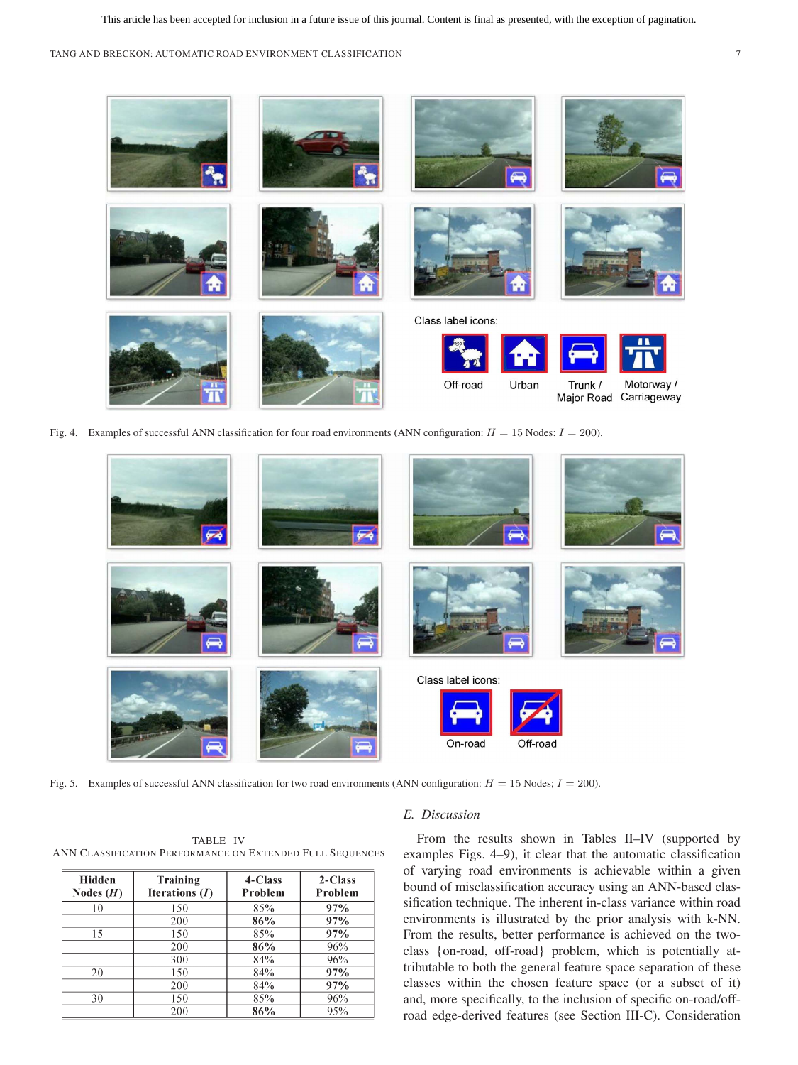This article has been accepted for inclusion in a future issue of this journal. Content is final as presented, with the exception of pagination.

Class label icons:

Off-road | Urban | Trunk / Major Road | Motorway / Carriageway

Fig. 4. Examples of successful ANN classification for four road environments (ANN configuration: $H = 15$ Nodes; $I = 200$).

Class label icons:

On-road | Off-road

Fig. 5. Examples of successful ANN classification for two road environments (ANN configuration: $H = 15$ Nodes; $I = 200$).

TABLE IV
ANN Classification Performance on Extended Full Sequences

| Hidden Nodes ($H$) | Training Iterations ($I$) | 4-Class Problem | 2-Class Problem |
|---|---|---|---|
| 10 | 150 | 85% | **97%** |
| | 200 | **86%** | **97%** |
| 15 | 150 | 85% | **97%** |
| | 200 | **86%** | 96% |
| | 300 | 84% | 96% |
| 20 | 150 | 84% | **97%** |
| | 200 | 84% | **97%** |
| 30 | 150 | 85% | 96% |
| | 200 | **86%** | 95% |

### E. Discussion

From the results shown in Tables II–IV (supported by examples Figs. 4–9), it clear that the automatic classification of varying road environments is achievable within a given bound of misclassification accuracy using an ANN-based classification technique. The inherent in-class variance within road environments is illustrated by the prior analysis with k-NN. From the results, better performance is achieved on the two-class {on-road, off-road} problem, which is potentially attributable to both the general feature space separation of these classes within the chosen feature space (or a subset of it) and, more specifically, to the inclusion of specific on-road/off-road edge-derived features (see Section III-C). Consideration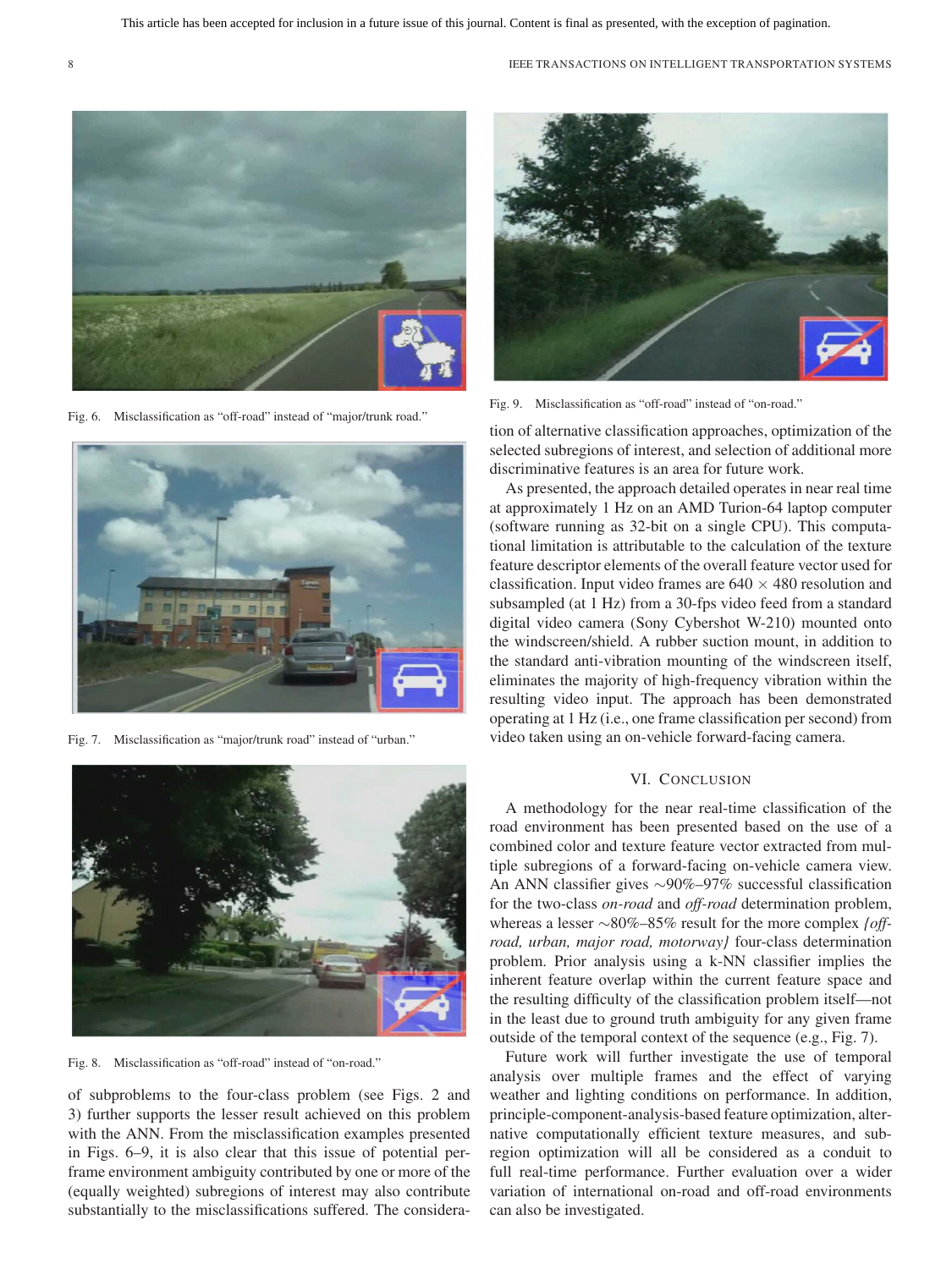Fig. 6. Misclassification as "off-road" instead of "major/trunk road."

Fig. 7. Misclassification as "major/trunk road" instead of "urban."

Fig. 8. Misclassification as "off-road" instead of "on-road."

of subproblems to the four-class problem (see Figs. 2 and 3) further supports the lesser result achieved on this problem with the ANN. From the misclassification examples presented in Figs. 6–9, it is also clear that this issue of potential per-frame environment ambiguity contributed by one or more of the (equally weighted) subregions of interest may also contribute substantially to the misclassifications suffered. The consideration of alternative classification approaches, optimization of the selected subregions of interest, and selection of additional more discriminative features is an area for future work.

Fig. 9. Misclassification as "off-road" instead of "on-road."

As presented, the approach detailed operates in near real time at approximately 1 Hz on an AMD Turion-64 laptop computer (software running as 32-bit on a single CPU). This computational limitation is attributable to the calculation of the texture feature descriptor elements of the overall feature vector used for classification. Input video frames are $640 \times 480$ resolution and subsampled (at 1 Hz) from a 30-fps video feed from a standard digital video camera (Sony Cybershot W-210) mounted onto the windscreen/shield. A rubber suction mount, in addition to the standard anti-vibration mounting of the windscreen itself, eliminates the majority of high-frequency vibration within the resulting video input. The approach has been demonstrated operating at 1 Hz (i.e., one frame classification per second) from video taken using an on-vehicle forward-facing camera.

## VI. Conclusion

A methodology for the near real-time classification of the road environment has been presented based on the use of a combined color and texture feature vector extracted from multiple subregions of a forward-facing on-vehicle camera view. An ANN classifier gives ∼90%–97% successful classification for the two-class *on-road* and *off-road* determination problem, whereas a lesser ∼80%–85% result for the more complex *{off-road, urban, major road, motorway}* four-class determination problem. Prior analysis using a k-NN classifier implies the inherent feature overlap within the current feature space and the resulting difficulty of the classification problem itself—not in the least due to ground truth ambiguity for any given frame outside of the temporal context of the sequence (e.g., Fig. 7).

Future work will further investigate the use of temporal analysis over multiple frames and the effect of varying weather and lighting conditions on performance. In addition, principle-component-analysis-based feature optimization, alternative computationally efficient texture measures, and subregion optimization will all be considered as a conduit to full real-time performance. Further evaluation over a wider variation of international on-road and off-road environments can also be investigated.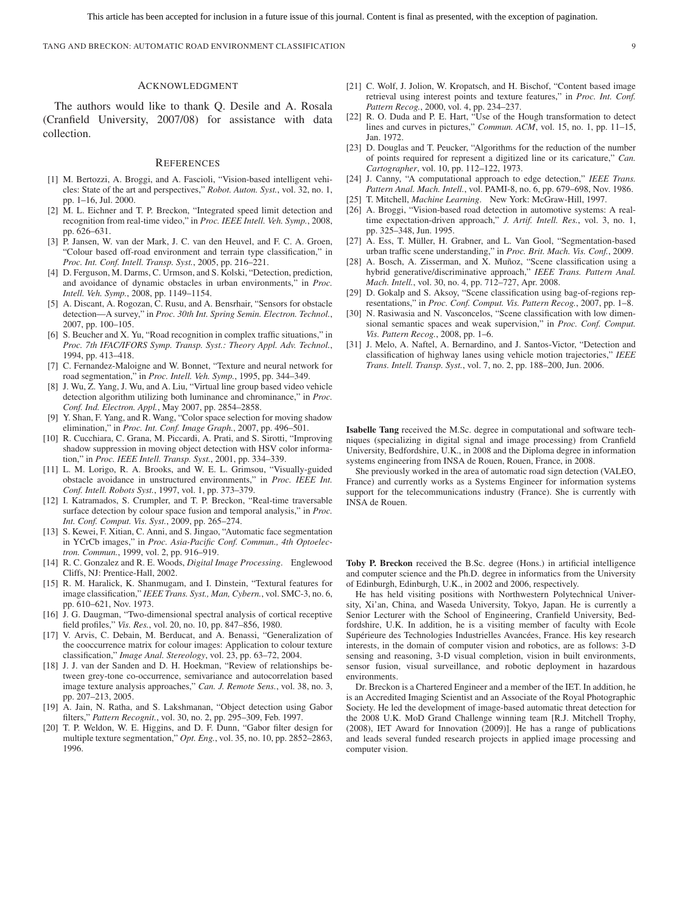## Acknowledgment

The authors would like to thank Q. Desile and A. Rosala (Cranfield University, 2007/08) for assistance with data collection.

## References

[1] M. Bertozzi, A. Broggi, and A. Fascioli, "Vision-based intelligent vehicles: State of the art and perspectives," *Robot. Auton. Syst.*, vol. 32, no. 1, pp. 1–16, Jul. 2000.

[2] M. L. Eichner and T. P. Breckon, "Integrated speed limit detection and recognition from real-time video," in *Proc. IEEE Intell. Veh. Symp.*, 2008, pp. 626–631.

[3] P. Jansen, W. van der Mark, J. C. van den Heuvel, and F. C. A. Groen, "Colour based off-road environment and terrain type classification," in *Proc. Int. Conf. Intell. Transp. Syst.*, 2005, pp. 216–221.

[4] D. Ferguson, M. Darms, C. Urmson, and S. Kolski, "Detection, prediction, and avoidance of dynamic obstacles in urban environments," in *Proc. Intell. Veh. Symp.*, 2008, pp. 1149–1154.

[5] A. Discant, A. Rogozan, C. Rusu, and A. Bensrhair, "Sensors for obstacle detection—A survey," in *Proc. 30th Int. Spring Semin. Electron. Technol.*, 2007, pp. 100–105.

[6] S. Beucher and X. Yu, "Road recognition in complex traffic situations," in *Proc. 7th IFAC/IFORS Symp. Transp. Syst.: Theory Appl. Adv. Technol.*, 1994, pp. 413–418.

[7] C. Fernandez-Maloigne and W. Bonnet, "Texture and neural network for road segmentation," in *Proc. Intell. Veh. Symp.*, 1995, pp. 344–349.

[8] J. Wu, Z. Yang, J. Wu, and A. Liu, "Virtual line group based video vehicle detection algorithm utilizing both luminance and chrominance," in *Proc. Conf. Ind. Electron. Appl.*, May 2007, pp. 2854–2858.

[9] Y. Shan, F. Yang, and R. Wang, "Color space selection for moving shadow elimination," in *Proc. Int. Conf. Image Graph.*, 2007, pp. 496–501.

[10] R. Cucchiara, C. Grana, M. Piccardi, A. Prati, and S. Sirotti, "Improving shadow suppression in moving object detection with HSV color information," in *Proc. IEEE Intell. Transp. Syst.*, 2001, pp. 334–339.

[11] L. M. Lorigo, R. A. Brooks, and W. E. L. Grimsou, "Visually-guided obstacle avoidance in unstructured environments," in *Proc. IEEE Int. Conf. Intell. Robots Syst.*, 1997, vol. 1, pp. 373–379.

[12] I. Katramados, S. Crumpler, and T. P. Breckon, "Real-time traversable surface detection by colour space fusion and temporal analysis," in *Proc. Int. Conf. Comput. Vis. Syst.*, 2009, pp. 265–274.

[13] S. Kewei, F. Xitian, C. Anni, and S. Jingao, "Automatic face segmentation in YCrCb images," in *Proc. Asia-Pacific Conf. Commun., 4th Optoelectron. Commun.*, 1999, vol. 2, pp. 916–919.

[14] R. C. Gonzalez and R. E. Woods, *Digital Image Processing*. Englewood Cliffs, NJ: Prentice-Hall, 2002.

[15] R. M. Haralick, K. Shanmugam, and I. Dinstein, "Textural features for image classification," *IEEE Trans. Syst., Man, Cybern.*, vol. SMC-3, no. 6, pp. 610–621, Nov. 1973.

[16] J. G. Daugman, "Two-dimensional spectral analysis of cortical receptive field profiles," *Vis. Res.*, vol. 20, no. 10, pp. 847–856, 1980.

[17] V. Arvis, C. Debain, M. Berducat, and A. Benassi, "Generalization of the cooccurrence matrix for colour images: Application to colour texture classification," *Image Anal. Stereology*, vol. 23, pp. 63–72, 2004.

[18] J. J. van der Sanden and D. H. Hoekman, "Review of relationships between grey-tone co-occurrence, semivariance and autocorrelation based image texture analysis approaches," *Can. J. Remote Sens.*, vol. 38, no. 3, pp. 207–213, 2005.

[19] A. Jain, N. Ratha, and S. Lakshmanan, "Object detection using Gabor filters," *Pattern Recognit.*, vol. 30, no. 2, pp. 295–309, Feb. 1997.

[20] T. P. Weldon, W. E. Higgins, and D. F. Dunn, "Gabor filter design for multiple texture segmentation," *Opt. Eng.*, vol. 35, no. 10, pp. 2852–2863, 1996.

[21] C. Wolf, J. Jolion, W. Kropatsch, and H. Bischof, "Content based image retrieval using interest points and texture features," in *Proc. Int. Conf. Pattern Recog.*, 2000, vol. 4, pp. 234–237.

[22] R. O. Duda and P. E. Hart, "Use of the Hough transformation to detect lines and curves in pictures," *Commun. ACM*, vol. 15, no. 1, pp. 11–15, Jan. 1972.

[23] D. Douglas and T. Peucker, "Algorithms for the reduction of the number of points required for represent a digitized line or its caricature," *Can. Cartographer*, vol. 10, pp. 112–122, 1973.

[24] J. Canny, "A computational approach to edge detection," *IEEE Trans. Pattern Anal. Mach. Intell.*, vol. PAMI-8, no. 6, pp. 679–698, Nov. 1986.

[25] T. Mitchell, *Machine Learning*. New York: McGraw-Hill, 1997.

[26] A. Broggi, "Vision-based road detection in automotive systems: A real-time expectation-driven approach," *J. Artif. Intell. Res.*, vol. 3, no. 1, pp. 325–348, Jun. 1995.

[27] A. Ess, T. Müller, H. Grabner, and L. Van Gool, "Segmentation-based urban traffic scene understanding," in *Proc. Brit. Mach. Vis. Conf.*, 2009.

[28] A. Bosch, A. Zisserman, and X. Muñoz, "Scene classification using a hybrid generative/discriminative approach," *IEEE Trans. Pattern Anal. Mach. Intell.*, vol. 30, no. 4, pp. 712–727, Apr. 2008.

[29] D. Gokalp and S. Aksoy, "Scene classification using bag-of-regions representations," in *Proc. Conf. Comput. Vis. Pattern Recog.*, 2007, pp. 1–8.

[30] N. Rasiwasia and N. Vasconcelos, "Scene classification with low dimensional semantic spaces and weak supervision," in *Proc. Conf. Comput. Vis. Pattern Recog.*, 2008, pp. 1–6.

[31] J. Melo, A. Naftel, A. Bernardino, and J. Santos-Victor, "Detection and classification of highway lanes using vehicle motion trajectories," *IEEE Trans. Intell. Transp. Syst.*, vol. 7, no. 2, pp. 188–200, Jun. 2006.

**Isabelle Tang** received the M.Sc. degree in computational and software techniques (specializing in digital signal and image processing) from Cranfield University, Bedfordshire, U.K., in 2008 and the Diploma degree in information systems engineering from INSA de Rouen, Rouen, France, in 2008.

She previously worked in the area of automatic road sign detection (VALEO, France) and currently works as a Systems Engineer for information systems support for the telecommunications industry (France). She is currently with INSA de Rouen.

**Toby P. Breckon** received the B.Sc. degree (Hons.) in artificial intelligence and computer science and the Ph.D. degree in informatics from the University of Edinburgh, Edinburgh, U.K., in 2002 and 2006, respectively.

He has held visiting positions with Northwestern Polytechnical University, Xi'an, China, and Waseda University, Tokyo, Japan. He is currently a Senior Lecturer with the School of Engineering, Cranfield University, Bedfordshire, U.K. In addition, he is a visiting member of faculty with Ecole Supérieure des Technologies Industrielles Avancées, France. His key research interests, in the domain of computer vision and robotics, are as follows: 3-D sensing and reasoning, 3-D visual completion, vision in built environments, sensor fusion, visual surveillance, and robotic deployment in hazardous environments.

Dr. Breckon is a Chartered Engineer and a member of the IET. In addition, he is an Accredited Imaging Scientist and an Associate of the Royal Photographic Society. He led the development of image-based automatic threat detection for the 2008 U.K. MoD Grand Challenge winning team [R.J. Mitchell Trophy, (2008), IET Award for Innovation (2009)]. He has a range of publications and leads several funded research projects in applied image processing and computer vision.